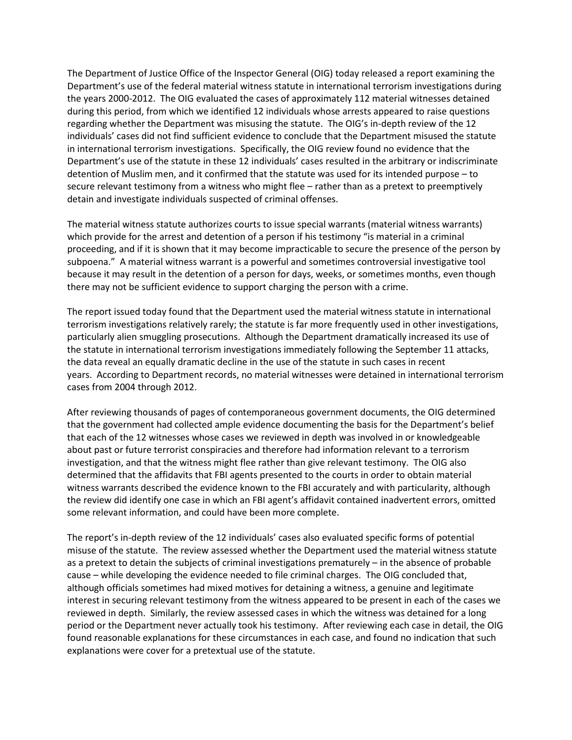The Department of Justice Office of the Inspector General (OIG) today released a report examining the Department's use of the federal material witness statute in international terrorism investigations during the years 2000-2012. The OIG evaluated the cases of approximately 112 material witnesses detained during this period, from which we identified 12 individuals whose arrests appeared to raise questions regarding whether the Department was misusing the statute. The OIG's in-depth review of the 12 individuals' cases did not find sufficient evidence to conclude that the Department misused the statute in international terrorism investigations. Specifically, the OIG review found no evidence that the Department's use of the statute in these 12 individuals' cases resulted in the arbitrary or indiscriminate detention of Muslim men, and it confirmed that the statute was used for its intended purpose – to secure relevant testimony from a witness who might flee – rather than as a pretext to preemptively detain and investigate individuals suspected of criminal offenses.

The material witness statute authorizes courts to issue special warrants (material witness warrants) which provide for the arrest and detention of a person if his testimony "is material in a criminal proceeding, and if it is shown that it may become impracticable to secure the presence of the person by subpoena." A material witness warrant is a powerful and sometimes controversial investigative tool because it may result in the detention of a person for days, weeks, or sometimes months, even though there may not be sufficient evidence to support charging the person with a crime.

The report issued today found that the Department used the material witness statute in international terrorism investigations relatively rarely; the statute is far more frequently used in other investigations, particularly alien smuggling prosecutions. Although the Department dramatically increased its use of the statute in international terrorism investigations immediately following the September 11 attacks, the data reveal an equally dramatic decline in the use of the statute in such cases in recent years. According to Department records, no material witnesses were detained in international terrorism cases from 2004 through 2012.

After reviewing thousands of pages of contemporaneous government documents, the OIG determined that the government had collected ample evidence documenting the basis for the Department's belief that each of the 12 witnesses whose cases we reviewed in depth was involved in or knowledgeable about past or future terrorist conspiracies and therefore had information relevant to a terrorism investigation, and that the witness might flee rather than give relevant testimony. The OIG also determined that the affidavits that FBI agents presented to the courts in order to obtain material witness warrants described the evidence known to the FBI accurately and with particularity, although the review did identify one case in which an FBI agent's affidavit contained inadvertent errors, omitted some relevant information, and could have been more complete.

The report's in-depth review of the 12 individuals' cases also evaluated specific forms of potential misuse of the statute. The review assessed whether the Department used the material witness statute as a pretext to detain the subjects of criminal investigations prematurely – in the absence of probable cause – while developing the evidence needed to file criminal charges. The OIG concluded that, although officials sometimes had mixed motives for detaining a witness, a genuine and legitimate interest in securing relevant testimony from the witness appeared to be present in each of the cases we reviewed in depth. Similarly, the review assessed cases in which the witness was detained for a long period or the Department never actually took his testimony. After reviewing each case in detail, the OIG found reasonable explanations for these circumstances in each case, and found no indication that such explanations were cover for a pretextual use of the statute.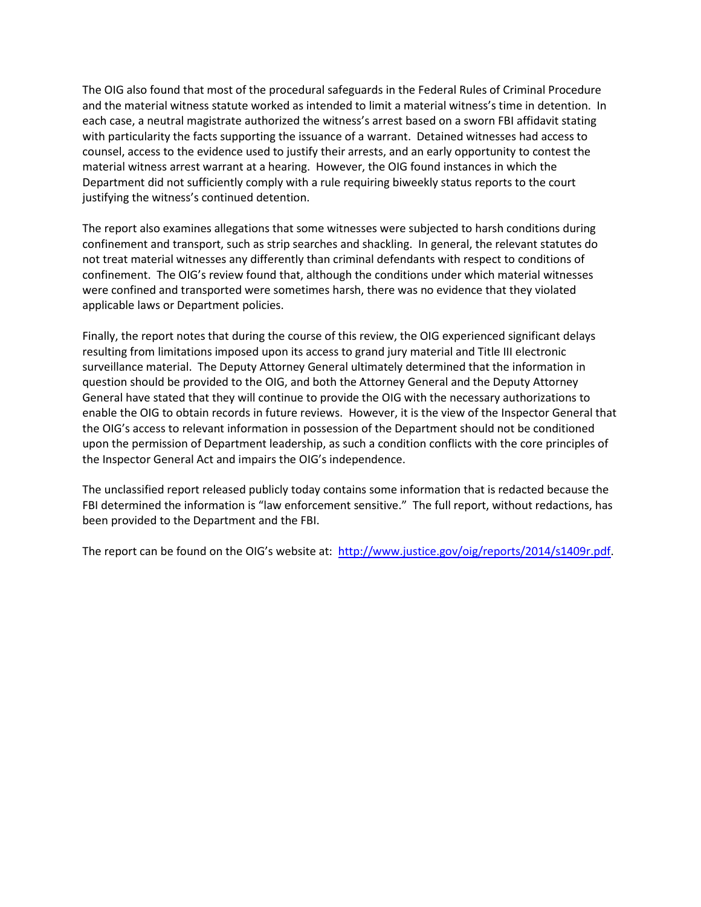The OIG also found that most of the procedural safeguards in the Federal Rules of Criminal Procedure and the material witness statute worked as intended to limit a material witness's time in detention. In each case, a neutral magistrate authorized the witness's arrest based on a sworn FBI affidavit stating with particularity the facts supporting the issuance of a warrant. Detained witnesses had access to counsel, access to the evidence used to justify their arrests, and an early opportunity to contest the material witness arrest warrant at a hearing. However, the OIG found instances in which the Department did not sufficiently comply with a rule requiring biweekly status reports to the court justifying the witness's continued detention.

The report also examines allegations that some witnesses were subjected to harsh conditions during confinement and transport, such as strip searches and shackling. In general, the relevant statutes do not treat material witnesses any differently than criminal defendants with respect to conditions of confinement. The OIG's review found that, although the conditions under which material witnesses were confined and transported were sometimes harsh, there was no evidence that they violated applicable laws or Department policies.

Finally, the report notes that during the course of this review, the OIG experienced significant delays resulting from limitations imposed upon its access to grand jury material and Title III electronic surveillance material. The Deputy Attorney General ultimately determined that the information in question should be provided to the OIG, and both the Attorney General and the Deputy Attorney General have stated that they will continue to provide the OIG with the necessary authorizations to enable the OIG to obtain records in future reviews. However, it is the view of the Inspector General that the OIG's access to relevant information in possession of the Department should not be conditioned upon the permission of Department leadership, as such a condition conflicts with the core principles of the Inspector General Act and impairs the OIG's independence.

The unclassified report released publicly today contains some information that is redacted because the FBI determined the information is "law enforcement sensitive." The full report, without redactions, has been provided to the Department and the FBI.

The report can be found on the OIG's website at: [http://www.justice.gov/oig/reports/2014/s1409r.pdf](http://www.justice.gov/oig/reports/2014/s1409r.pdf).